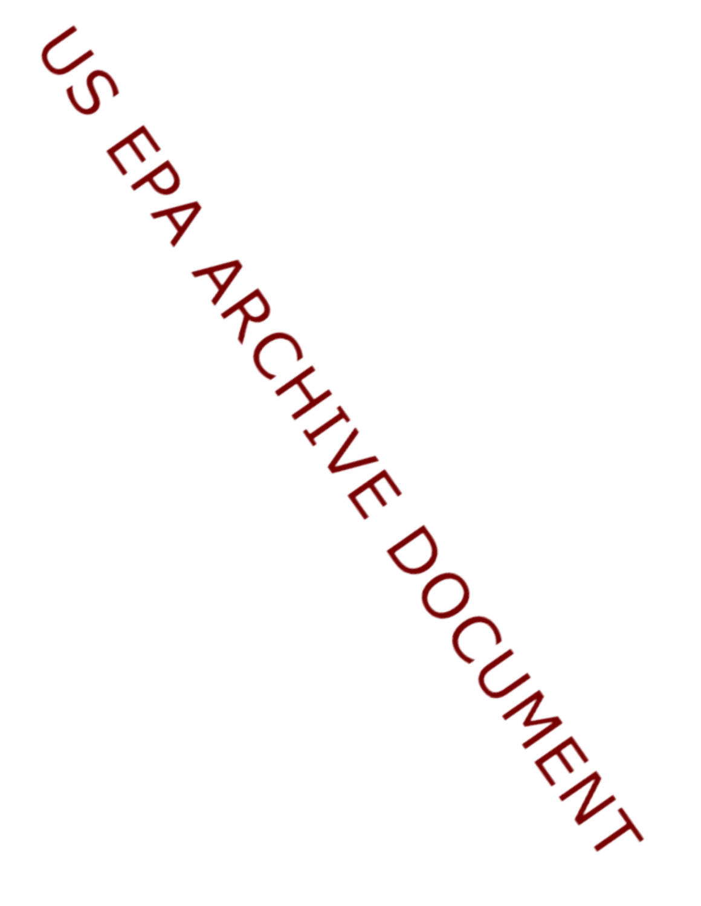US EPA ARCHIVE DOCUMENT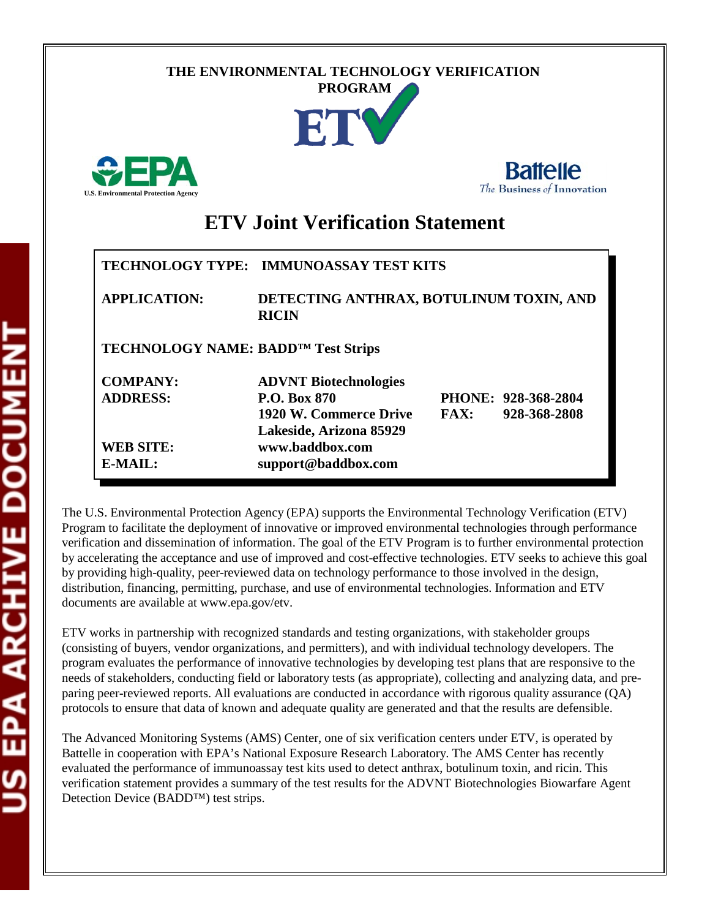THE ENVIRONMENTAL TECHNOLOGY VERIFICATION PROGRAM

ETV

U.S. Environmental Protection Agency

Battelle
The Business of Innovation

# ETV Joint Verification Statement

| | |
|---|---|
| **TECHNOLOGY TYPE:** | **IMMUNOASSAY TEST KITS** |
| **APPLICATION:** | **DETECTING ANTHRAX, BOTULINUM TOXIN, AND RICIN** |
| **TECHNOLOGY NAME:** | **BADD™ Test Strips** |
| **COMPANY:** | **ADVNT Biotechnologies** |
| **ADDRESS:** | **P.O. Box 870**<br>**1920 W. Commerce Drive**<br>**Lakeside, Arizona 85929** |
| **PHONE:** | **928-368-2804** |
| **FAX:** | **928-368-2808** |
| **WEB SITE:** | **www.baddbox.com** |
| **E-MAIL:** | **support@baddbox.com** |

The U.S. Environmental Protection Agency (EPA) supports the Environmental Technology Verification (ETV) Program to facilitate the deployment of innovative or improved environmental technologies through performance verification and dissemination of information. The goal of the ETV Program is to further environmental protection by accelerating the acceptance and use of improved and cost-effective technologies. ETV seeks to achieve this goal by providing high-quality, peer-reviewed data on technology performance to those involved in the design, distribution, financing, permitting, purchase, and use of environmental technologies. Information and ETV documents are available at www.epa.gov/etv.

ETV works in partnership with recognized standards and testing organizations, with stakeholder groups (consisting of buyers, vendor organizations, and permitters), and with individual technology developers. The program evaluates the performance of innovative technologies by developing test plans that are responsive to the needs of stakeholders, conducting field or laboratory tests (as appropriate), collecting and analyzing data, and preparing peer-reviewed reports. All evaluations are conducted in accordance with rigorous quality assurance (QA) protocols to ensure that data of known and adequate quality are generated and that the results are defensible.

The Advanced Monitoring Systems (AMS) Center, one of six verification centers under ETV, is operated by Battelle in cooperation with EPA's National Exposure Research Laboratory. The AMS Center has recently evaluated the performance of immunoassay test kits used to detect anthrax, botulinum toxin, and ricin. This verification statement provides a summary of the test results for the ADVNT Biotechnologies Biowarfare Agent Detection Device (BADD™) test strips.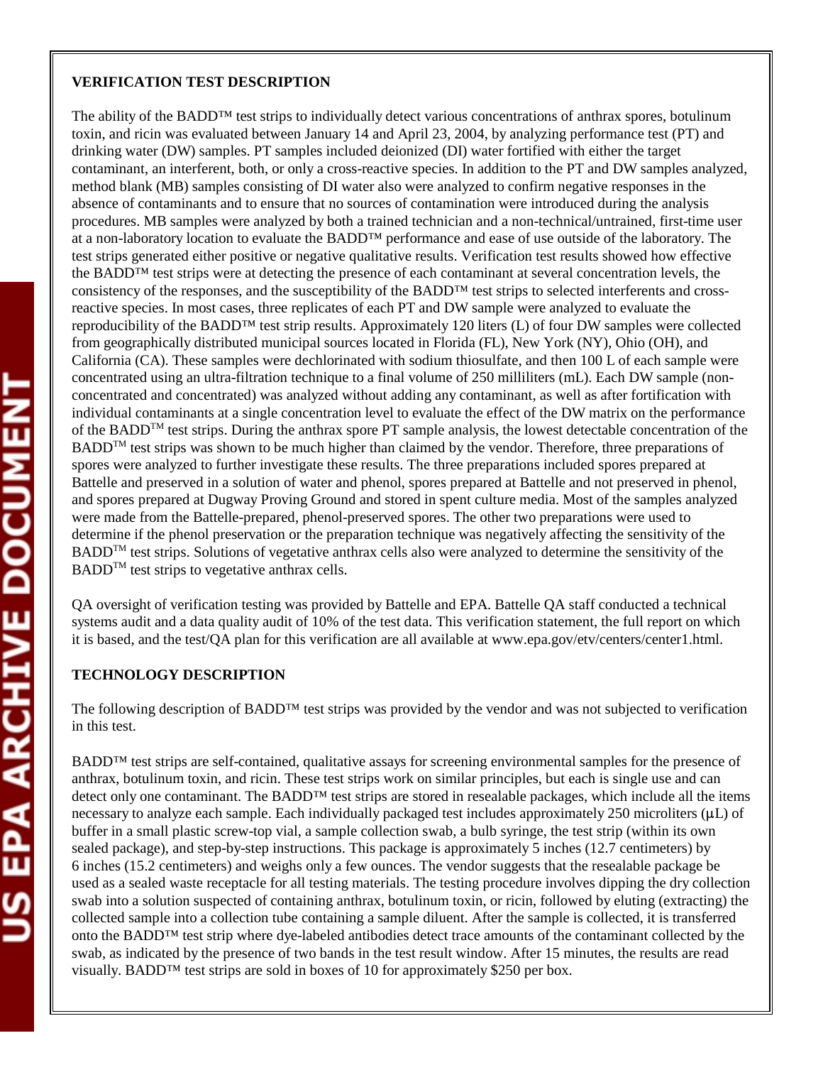**VERIFICATION TEST DESCRIPTION**

The ability of the BADD™ test strips to individually detect various concentrations of anthrax spores, botulinum toxin, and ricin was evaluated between January 14 and April 23, 2004, by analyzing performance test (PT) and drinking water (DW) samples. PT samples included deionized (DI) water fortified with either the target contaminant, an interferent, both, or only a cross-reactive species. In addition to the PT and DW samples analyzed, method blank (MB) samples consisting of DI water also were analyzed to confirm negative responses in the absence of contaminants and to ensure that no sources of contamination were introduced during the analysis procedures. MB samples were analyzed by both a trained technician and a non-technical/untrained, first-time user at a non-laboratory location to evaluate the BADD™ performance and ease of use outside of the laboratory. The test strips generated either positive or negative qualitative results. Verification test results showed how effective the BADD™ test strips were at detecting the presence of each contaminant at several concentration levels, the consistency of the responses, and the susceptibility of the BADD™ test strips to selected interferents and cross-reactive species. In most cases, three replicates of each PT and DW sample were analyzed to evaluate the reproducibility of the BADD™ test strip results. Approximately 120 liters (L) of four DW samples were collected from geographically distributed municipal sources located in Florida (FL), New York (NY), Ohio (OH), and California (CA). These samples were dechlorinated with sodium thiosulfate, and then 100 L of each sample were concentrated using an ultra-filtration technique to a final volume of 250 milliliters (mL). Each DW sample (non-concentrated and concentrated) was analyzed without adding any contaminant, as well as after fortification with individual contaminants at a single concentration level to evaluate the effect of the DW matrix on the performance of the BADD™ test strips. During the anthrax spore PT sample analysis, the lowest detectable concentration of the BADD™ test strips was shown to be much higher than claimed by the vendor. Therefore, three preparations of spores were analyzed to further investigate these results. The three preparations included spores prepared at Battelle and preserved in a solution of water and phenol, spores prepared at Battelle and not preserved in phenol, and spores prepared at Dugway Proving Ground and stored in spent culture media. Most of the samples analyzed were made from the Battelle-prepared, phenol-preserved spores. The other two preparations were used to determine if the phenol preservation or the preparation technique was negatively affecting the sensitivity of the BADD™ test strips. Solutions of vegetative anthrax cells also were analyzed to determine the sensitivity of the BADD™ test strips to vegetative anthrax cells.

QA oversight of verification testing was provided by Battelle and EPA. Battelle QA staff conducted a technical systems audit and a data quality audit of 10% of the test data. This verification statement, the full report on which it is based, and the test/QA plan for this verification are all available at www.epa.gov/etv/centers/center1.html.

**TECHNOLOGY DESCRIPTION**

The following description of BADD™ test strips was provided by the vendor and was not subjected to verification in this test.

BADD™ test strips are self-contained, qualitative assays for screening environmental samples for the presence of anthrax, botulinum toxin, and ricin. These test strips work on similar principles, but each is single use and can detect only one contaminant. The BADD™ test strips are stored in resealable packages, which include all the items necessary to analyze each sample. Each individually packaged test includes approximately 250 microliters (µL) of buffer in a small plastic screw-top vial, a sample collection swab, a bulb syringe, the test strip (within its own sealed package), and step-by-step instructions. This package is approximately 5 inches (12.7 centimeters) by 6 inches (15.2 centimeters) and weighs only a few ounces. The vendor suggests that the resealable package be used as a sealed waste receptacle for all testing materials. The testing procedure involves dipping the dry collection swab into a solution suspected of containing anthrax, botulinum toxin, or ricin, followed by eluting (extracting) the collected sample into a collection tube containing a sample diluent. After the sample is collected, it is transferred onto the BADD™ test strip where dye-labeled antibodies detect trace amounts of the contaminant collected by the swab, as indicated by the presence of two bands in the test result window. After 15 minutes, the results are read visually. BADD™ test strips are sold in boxes of 10 for approximately $250 per box.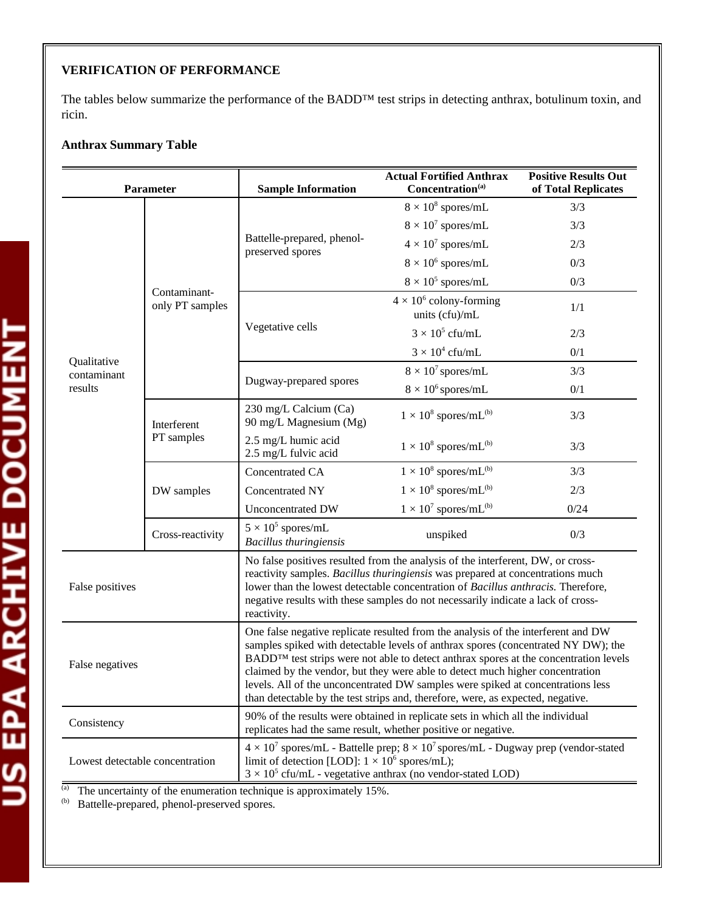**VERIFICATION OF PERFORMANCE**

The tables below summarize the performance of the BADD™ test strips in detecting anthrax, botulinum toxin, and ricin.

**Anthrax Summary Table**

| Parameter | | Sample Information | Actual Fortified Anthrax Concentration[(a)] | Positive Results Out of Total Replicates |
|---|---|---|---|---|
| Qualitative contaminant results | Contaminant-only PT samples | Battelle-prepared, phenol-preserved spores | $8 \times 10^8$ spores/mL | 3/3 |
| | | | $8 \times 10^7$ spores/mL | 3/3 |
| | | | $4 \times 10^7$ spores/mL | 2/3 |
| | | | $8 \times 10^6$ spores/mL | 0/3 |
| | | | $8 \times 10^5$ spores/mL | 0/3 |
| | | Vegetative cells | $4 \times 10^6$ colony-forming units (cfu)/mL | 1/1 |
| | | | $3 \times 10^5$ cfu/mL | 2/3 |
| | | | $3 \times 10^4$ cfu/mL | 0/1 |
| | | Dugway-prepared spores | $8 \times 10^7$ spores/mL | 3/3 |
| | | | $8 \times 10^6$ spores/mL | 0/1 |
| | Interferent PT samples | 230 mg/L Calcium (Ca) 90 mg/L Magnesium (Mg) | $1 \times 10^8$ spores/mL[(b)] | 3/3 |
| | | 2.5 mg/L humic acid 2.5 mg/L fulvic acid | $1 \times 10^8$ spores/mL[(b)] | 3/3 |
| | DW samples | Concentrated CA | $1 \times 10^8$ spores/mL[(b)] | 3/3 |
| | | Concentrated NY | $1 \times 10^8$ spores/mL[(b)] | 2/3 |
| | | Unconcentrated DW | $1 \times 10^7$ spores/mL[(b)] | 0/24 |
| | Cross-reactivity | $5 \times 10^5$ spores/mL *Bacillus thuringiensis* | unspiked | 0/3 |
| False positives | | No false positives resulted from the analysis of the interferent, DW, or cross-reactivity samples. *Bacillus thuringiensis* was prepared at concentrations much lower than the lowest detectable concentration of *Bacillus anthracis.* Therefore, negative results with these samples do not necessarily indicate a lack of cross-reactivity. | | |
| False negatives | | One false negative replicate resulted from the analysis of the interferent and DW samples spiked with detectable levels of anthrax spores (concentrated NY DW); the BADD™ test strips were not able to detect anthrax spores at the concentration levels claimed by the vendor, but they were able to detect much higher concentration levels. All of the unconcentrated DW samples were spiked at concentrations less than detectable by the test strips and, therefore, were, as expected, negative. | | |
| Consistency | | 90% of the results were obtained in replicate sets in which all the individual replicates had the same result, whether positive or negative. | | |
| Lowest detectable concentration | | $4 \times 10^7$ spores/mL - Battelle prep; $8 \times 10^7$ spores/mL - Dugway prep (vendor-stated limit of detection [LOD]: $1 \times 10^6$ spores/mL); $3 \times 10^5$ cfu/mL - vegetative anthrax (no vendor-stated LOD) | | |

(a) The uncertainty of the enumeration technique is approximately 15%.

(b) Battelle-prepared, phenol-preserved spores.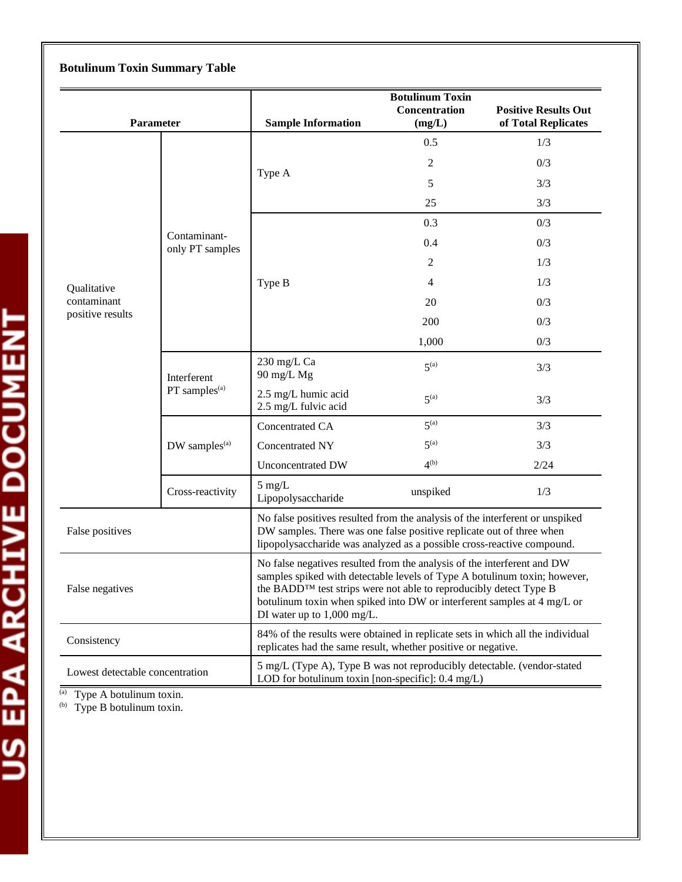**Botulinum Toxin Summary Table**

| Parameter | | Sample Information | Botulinum Toxin Concentration (mg/L) | Positive Results Out of Total Replicates |
|---|---|---|---|---|
| Qualitative contaminant positive results | Contaminant-only PT samples | Type A | 0.5 | 1/3 |
| | | | 2 | 0/3 |
| | | | 5 | 3/3 |
| | | | 25 | 3/3 |
| | | Type B | 0.3 | 0/3 |
| | | | 0.4 | 0/3 |
| | | | 2 | 1/3 |
| | | | 4 | 1/3 |
| | | | 20 | 0/3 |
| | | | 200 | 0/3 |
| | | | 1,000 | 0/3 |
| | Interferent PT samples[(a)] | 230 mg/L Ca 90 mg/L Mg | 5[(a)] | 3/3 |
| | | 2.5 mg/L humic acid 2.5 mg/L fulvic acid | 5[(a)] | 3/3 |
| | DW samples[(a)] | Concentrated CA | 5[(a)] | 3/3 |
| | | Concentrated NY | 5[(a)] | 3/3 |
| | | Unconcentrated DW | 4[(b)] | 2/24 |
| | Cross-reactivity | 5 mg/L Lipopolysaccharide | unspiked | 1/3 |
| False positives | | No false positives resulted from the analysis of the interferent or unspiked DW samples. There was one false positive replicate out of three when lipopolysaccharide was analyzed as a possible cross-reactive compound. | | |
| False negatives | | No false negatives resulted from the analysis of the interferent and DW samples spiked with detectable levels of Type A botulinum toxin; however, the BADD™ test strips were not able to reproducibly detect Type B botulinum toxin when spiked into DW or interferent samples at 4 mg/L or DI water up to 1,000 mg/L. | | |
| Consistency | | 84% of the results were obtained in replicate sets in which all the individual replicates had the same result, whether positive or negative. | | |
| Lowest detectable concentration | | 5 mg/L (Type A), Type B was not reproducibly detectable. (vendor-stated LOD for botulinum toxin [non-specific]: 0.4 mg/L) | | |

[(a)] Type A botulinum toxin.
[(b)] Type B botulinum toxin.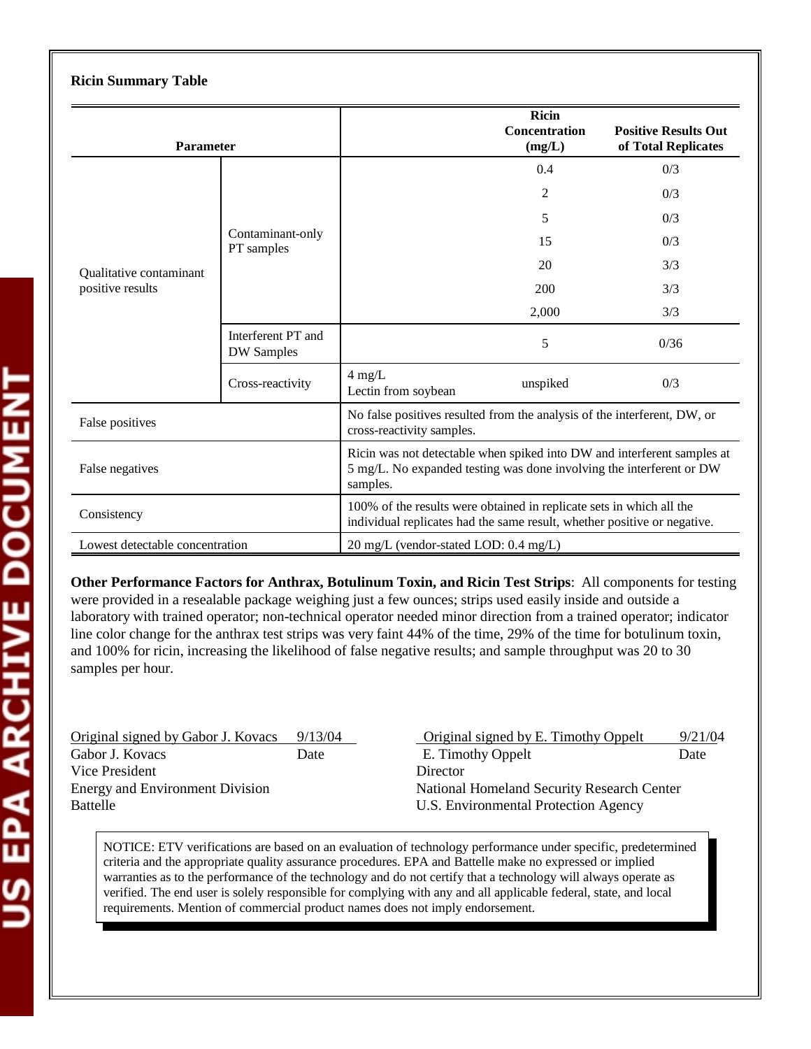**Ricin Summary Table**

| Parameter | | | Ricin Concentration (mg/L) | Positive Results Out of Total Replicates |
|---|---|---|---|---|
| Qualitative contaminant positive results | Contaminant-only PT samples | | 0.4 | 0/3 |
| | | | 2 | 0/3 |
| | | | 5 | 0/3 |
| | | | 15 | 0/3 |
| | | | 20 | 3/3 |
| | | | 200 | 3/3 |
| | | | 2,000 | 3/3 |
| | Interferent PT and DW Samples | | 5 | 0/36 |
| | Cross-reactivity | 4 mg/L Lectin from soybean | unspiked | 0/3 |
| False positives | | No false positives resulted from the analysis of the interferent, DW, or cross-reactivity samples. | | |
| False negatives | | Ricin was not detectable when spiked into DW and interferent samples at 5 mg/L. No expanded testing was done involving the interferent or DW samples. | | |
| Consistency | | 100% of the results were obtained in replicate sets in which all the individual replicates had the same result, whether positive or negative. | | |
| Lowest detectable concentration | | 20 mg/L (vendor-stated LOD: 0.4 mg/L) | | |

**Other Performance Factors for Anthrax, Botulinum Toxin, and Ricin Test Strips**: All components for testing were provided in a resealable package weighing just a few ounces; strips used easily inside and outside a laboratory with trained operator; non-technical operator needed minor direction from a trained operator; indicator line color change for the anthrax test strips was very faint 44% of the time, 29% of the time for botulinum toxin, and 100% for ricin, increasing the likelihood of false negative results; and sample throughput was 20 to 30 samples per hour.

Original signed by Gabor J. Kovacs 9/13/04
Gabor J. Kovacs Date
Vice President
Energy and Environment Division
Battelle

Original signed by E. Timothy Oppelt 9/21/04
E. Timothy Oppelt Date
Director
National Homeland Security Research Center
U.S. Environmental Protection Agency

NOTICE: ETV verifications are based on an evaluation of technology performance under specific, predetermined criteria and the appropriate quality assurance procedures. EPA and Battelle make no expressed or implied warranties as to the performance of the technology and do not certify that a technology will always operate as verified. The end user is solely responsible for complying with any and all applicable federal, state, and local requirements. Mention of commercial product names does not imply endorsement.